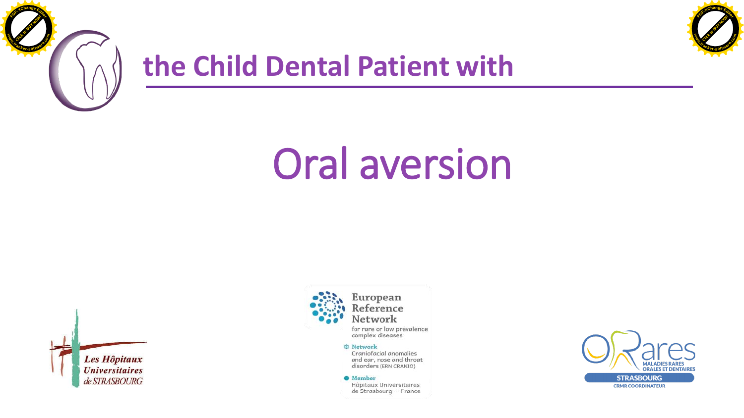# the Child Dental Patient with

# Oral aversion

European Reference Network
for rare or low prevalence complex diseases

Network
Craniofacial anomalies and ear, nose and throat disorders (ERN CRANIO)

Member
Hôpitaux Universitaires de Strasbourg — France

Les Hôpitaux Universitaires de STRASBOURG

ORares
MALADIES RARES ORALES ET DENTAIRES
STRASBOURG
CRMR COORDINATEUR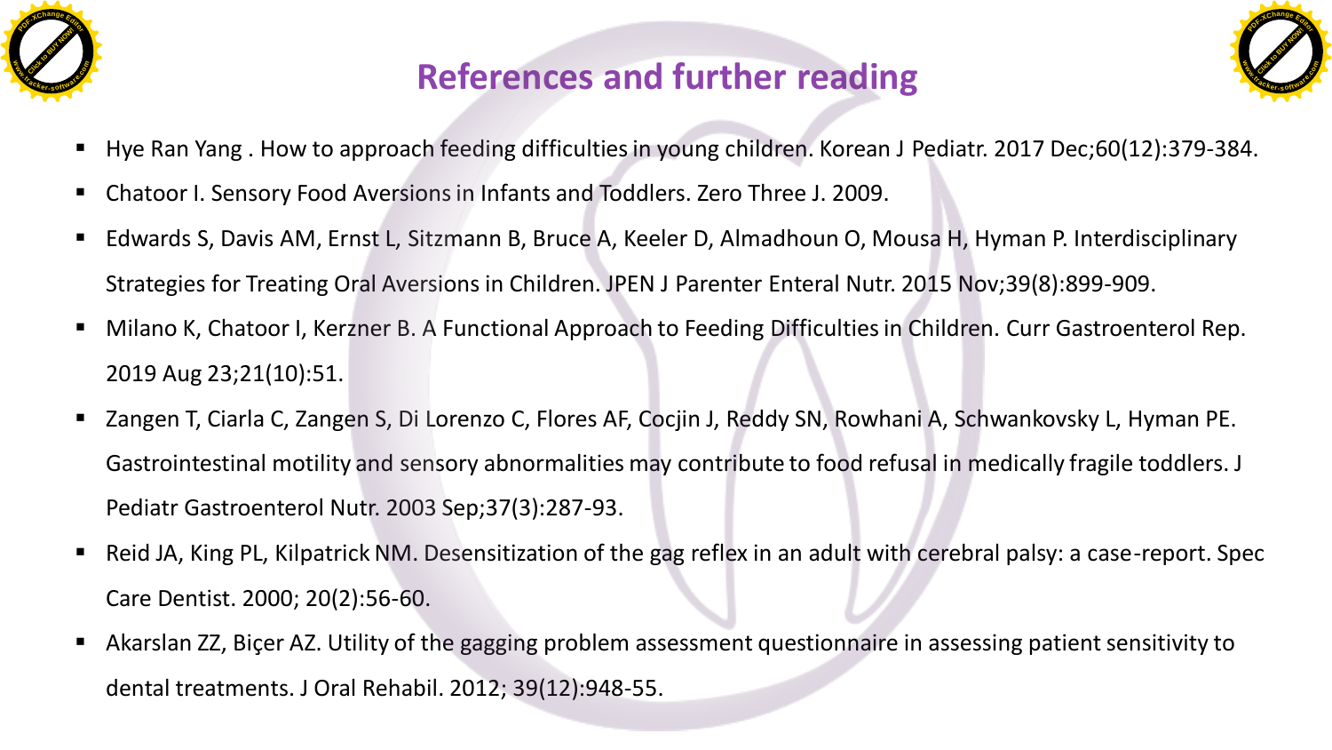# References and further reading

- Hye Ran Yang . How to approach feeding difficulties in young children. Korean J Pediatr. 2017 Dec;60(12):379-384.
- Chatoor I. Sensory Food Aversions in Infants and Toddlers. Zero Three J. 2009.
- Edwards S, Davis AM, Ernst L, Sitzmann B, Bruce A, Keeler D, Almadhoun O, Mousa H, Hyman P. Interdisciplinary Strategies for Treating Oral Aversions in Children. JPEN J Parenter Enteral Nutr. 2015 Nov;39(8):899-909.
- Milano K, Chatoor I, Kerzner B. A Functional Approach to Feeding Difficulties in Children. Curr Gastroenterol Rep. 2019 Aug 23;21(10):51.
- Zangen T, Ciarla C, Zangen S, Di Lorenzo C, Flores AF, Cocjin J, Reddy SN, Rowhani A, Schwankovsky L, Hyman PE. Gastrointestinal motility and sensory abnormalities may contribute to food refusal in medically fragile toddlers. J Pediatr Gastroenterol Nutr. 2003 Sep;37(3):287-93.
- Reid JA, King PL, Kilpatrick NM. Desensitization of the gag reflex in an adult with cerebral palsy: a case-report. Spec Care Dentist. 2000; 20(2):56-60.
- Akarslan ZZ, Biçer AZ. Utility of the gagging problem assessment questionnaire in assessing patient sensitivity to dental treatments. J Oral Rehabil. 2012; 39(12):948-55.